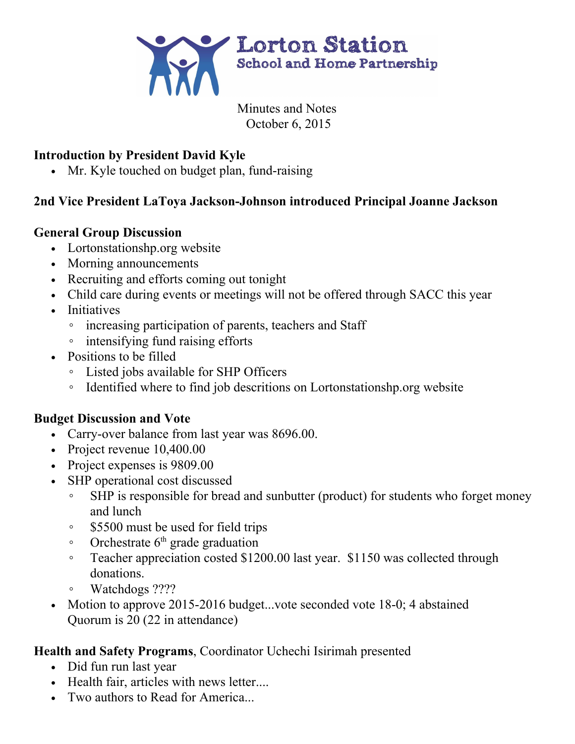# Lorton Station
## School and Home Partnership

Minutes and Notes
October 6, 2015

**Introduction by President David Kyle**

- Mr. Kyle touched on budget plan, fund-raising

**2nd Vice President LaToya Jackson-Johnson introduced Principal Joanne Jackson**

**General Group Discussion**

- Lortonstationshp.org website
- Morning announcements
- Recruiting and efforts coming out tonight
- Child care during events or meetings will not be offered through SACC this year
- Initiatives
  - increasing participation of parents, teachers and Staff
  - intensifying fund raising efforts
- Positions to be filled
  - Listed jobs available for SHP Officers
  - Identified where to find job descritions on Lortonstationshp.org website

**Budget Discussion and Vote**

- Carry-over balance from last year was 8696.00.
- Project revenue 10,400.00
- Project expenses is 9809.00
- SHP operational cost discussed
  - SHP is responsible for bread and sunbutter (product) for students who forget money and lunch
  - $5500 must be used for field trips
  - Orchestrate 6th grade graduation
  - Teacher appreciation costed $1200.00 last year. $1150 was collected through donations.
  - Watchdogs ????
- Motion to approve 2015-2016 budget...vote seconded vote 18-0; 4 abstained
  Quorum is 20 (22 in attendance)

**Health and Safety Programs**, Coordinator Uchechi Isirimah presented

- Did fun run last year
- Health fair, articles with news letter....
- Two authors to Read for America...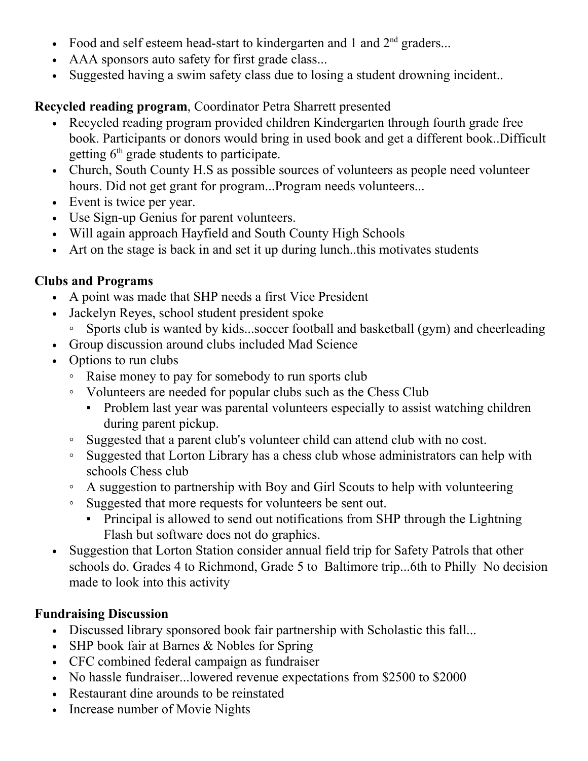- Food and self esteem head-start to kindergarten and 1 and 2nd graders...
- AAA sponsors auto safety for first grade class...
- Suggested having a swim safety class due to losing a student drowning incident..

**Recycled reading program**, Coordinator Petra Sharrett presented

- Recycled reading program provided children Kindergarten through fourth grade free book. Participants or donors would bring in used book and get a different book..Difficult getting 6th grade students to participate.
- Church, South County H.S as possible sources of volunteers as people need volunteer hours. Did not get grant for program...Program needs volunteers...
- Event is twice per year.
- Use Sign-up Genius for parent volunteers.
- Will again approach Hayfield and South County High Schools
- Art on the stage is back in and set it up during lunch..this motivates students

**Clubs and Programs**

- A point was made that SHP needs a first Vice President
- Jackelyn Reyes, school student president spoke
  - Sports club is wanted by kids...soccer football and basketball (gym) and cheerleading
- Group discussion around clubs included Mad Science
- Options to run clubs
  - Raise money to pay for somebody to run sports club
  - Volunteers are needed for popular clubs such as the Chess Club
    - Problem last year was parental volunteers especially to assist watching children during parent pickup.
  - Suggested that a parent club's volunteer child can attend club with no cost.
  - Suggested that Lorton Library has a chess club whose administrators can help with schools Chess club
  - A suggestion to partnership with Boy and Girl Scouts to help with volunteering
  - Suggested that more requests for volunteers be sent out.
    - Principal is allowed to send out notifications from SHP through the Lightning Flash but software does not do graphics.
- Suggestion that Lorton Station consider annual field trip for Safety Patrols that other schools do. Grades 4 to Richmond, Grade 5 to Baltimore trip...6th to Philly No decision made to look into this activity

**Fundraising Discussion**

- Discussed library sponsored book fair partnership with Scholastic this fall...
- SHP book fair at Barnes & Nobles for Spring
- CFC combined federal campaign as fundraiser
- No hassle fundraiser...lowered revenue expectations from $2500 to $2000
- Restaurant dine arounds to be reinstated
- Increase number of Movie Nights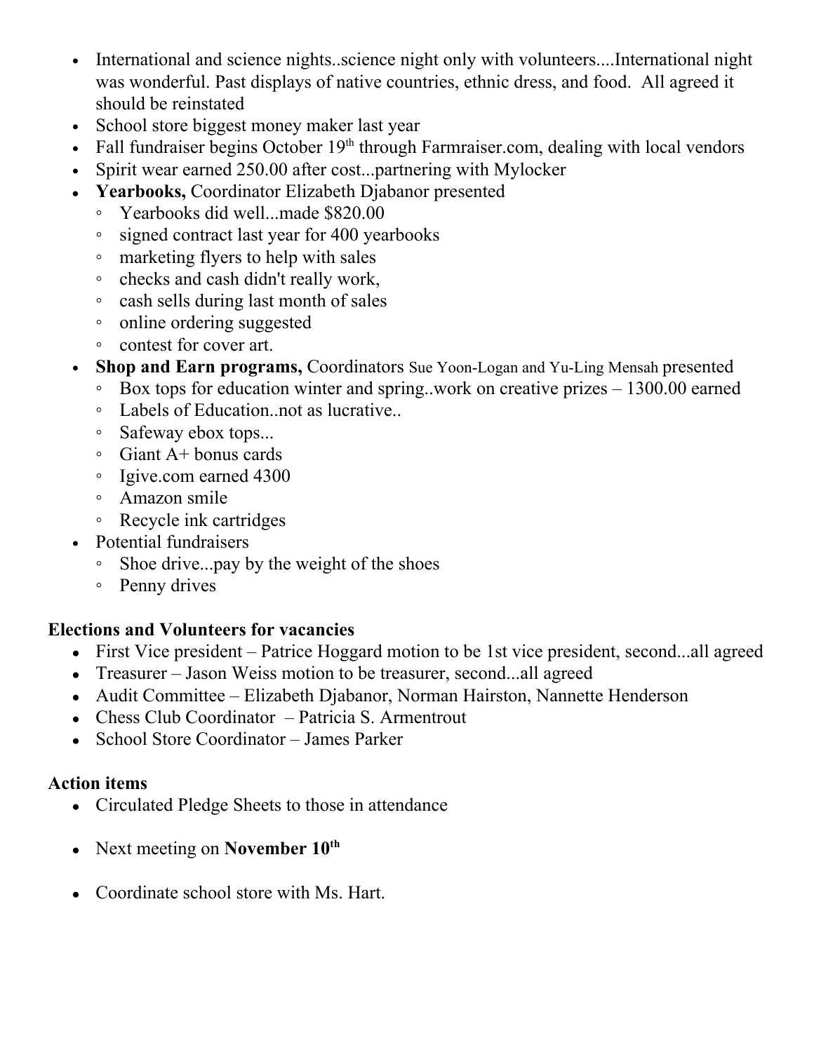- International and science nights..science night only with volunteers....International night was wonderful. Past displays of native countries, ethnic dress, and food. All agreed it should be reinstated
- School store biggest money maker last year
- Fall fundraiser begins October 19th through Farmraiser.com, dealing with local vendors
- Spirit wear earned 250.00 after cost...partnering with Mylocker
- **Yearbooks,** Coordinator Elizabeth Djabanor presented
  - Yearbooks did well...made $820.00
  - signed contract last year for 400 yearbooks
  - marketing flyers to help with sales
  - checks and cash didn't really work,
  - cash sells during last month of sales
  - online ordering suggested
  - contest for cover art.
- **Shop and Earn programs,** Coordinators Sue Yoon-Logan and Yu-Ling Mensah presented
  - Box tops for education winter and spring..work on creative prizes – 1300.00 earned
  - Labels of Education..not as lucrative..
  - Safeway ebox tops...
  - Giant A+ bonus cards
  - Igive.com earned 4300
  - Amazon smile
  - Recycle ink cartridges
- Potential fundraisers
  - Shoe drive...pay by the weight of the shoes
  - Penny drives

## Elections and Volunteers for vacancies

- First Vice president – Patrice Hoggard motion to be 1st vice president, second...all agreed
- Treasurer – Jason Weiss motion to be treasurer, second...all agreed
- Audit Committee – Elizabeth Djabanor, Norman Hairston, Nannette Henderson
- Chess Club Coordinator – Patricia S. Armentrout
- School Store Coordinator – James Parker

## Action items

- Circulated Pledge Sheets to those in attendance
- Next meeting on **November 10th**
- Coordinate school store with Ms. Hart.